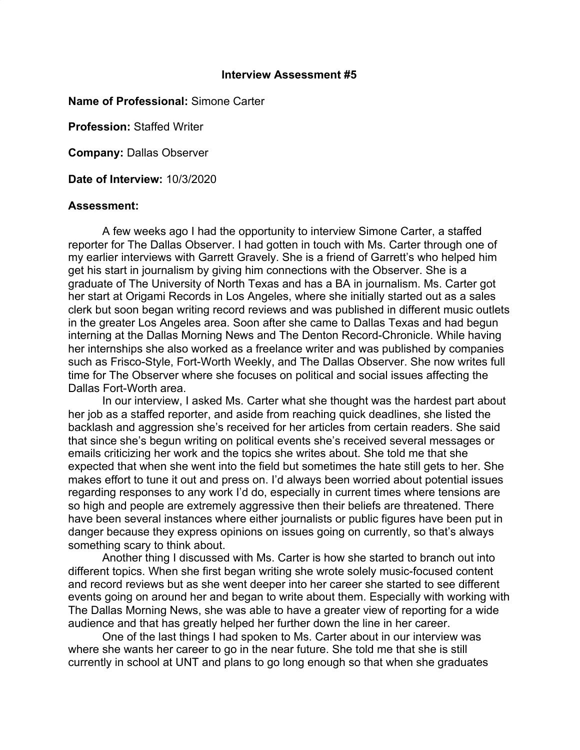# Interview Assessment #5

**Name of Professional:** Simone Carter

**Profession:** Staffed Writer

**Company:** Dallas Observer

**Date of Interview:** 10/3/2020

**Assessment:**

A few weeks ago I had the opportunity to interview Simone Carter, a staffed reporter for The Dallas Observer. I had gotten in touch with Ms. Carter through one of my earlier interviews with Garrett Gravely. She is a friend of Garrett's who helped him get his start in journalism by giving him connections with the Observer. She is a graduate of The University of North Texas and has a BA in journalism. Ms. Carter got her start at Origami Records in Los Angeles, where she initially started out as a sales clerk but soon began writing record reviews and was published in different music outlets in the greater Los Angeles area. Soon after she came to Dallas Texas and had begun interning at the Dallas Morning News and The Denton Record-Chronicle. While having her internships she also worked as a freelance writer and was published by companies such as Frisco-Style, Fort-Worth Weekly, and The Dallas Observer. She now writes full time for The Observer where she focuses on political and social issues affecting the Dallas Fort-Worth area.

In our interview, I asked Ms. Carter what she thought was the hardest part about her job as a staffed reporter, and aside from reaching quick deadlines, she listed the backlash and aggression she's received for her articles from certain readers. She said that since she's begun writing on political events she's received several messages or emails criticizing her work and the topics she writes about. She told me that she expected that when she went into the field but sometimes the hate still gets to her. She makes effort to tune it out and press on. I'd always been worried about potential issues regarding responses to any work I'd do, especially in current times where tensions are so high and people are extremely aggressive then their beliefs are threatened. There have been several instances where either journalists or public figures have been put in danger because they express opinions on issues going on currently, so that's always something scary to think about.

Another thing I discussed with Ms. Carter is how she started to branch out into different topics. When she first began writing she wrote solely music-focused content and record reviews but as she went deeper into her career she started to see different events going on around her and began to write about them. Especially with working with The Dallas Morning News, she was able to have a greater view of reporting for a wide audience and that has greatly helped her further down the line in her career.

One of the last things I had spoken to Ms. Carter about in our interview was where she wants her career to go in the near future. She told me that she is still currently in school at UNT and plans to go long enough so that when she graduates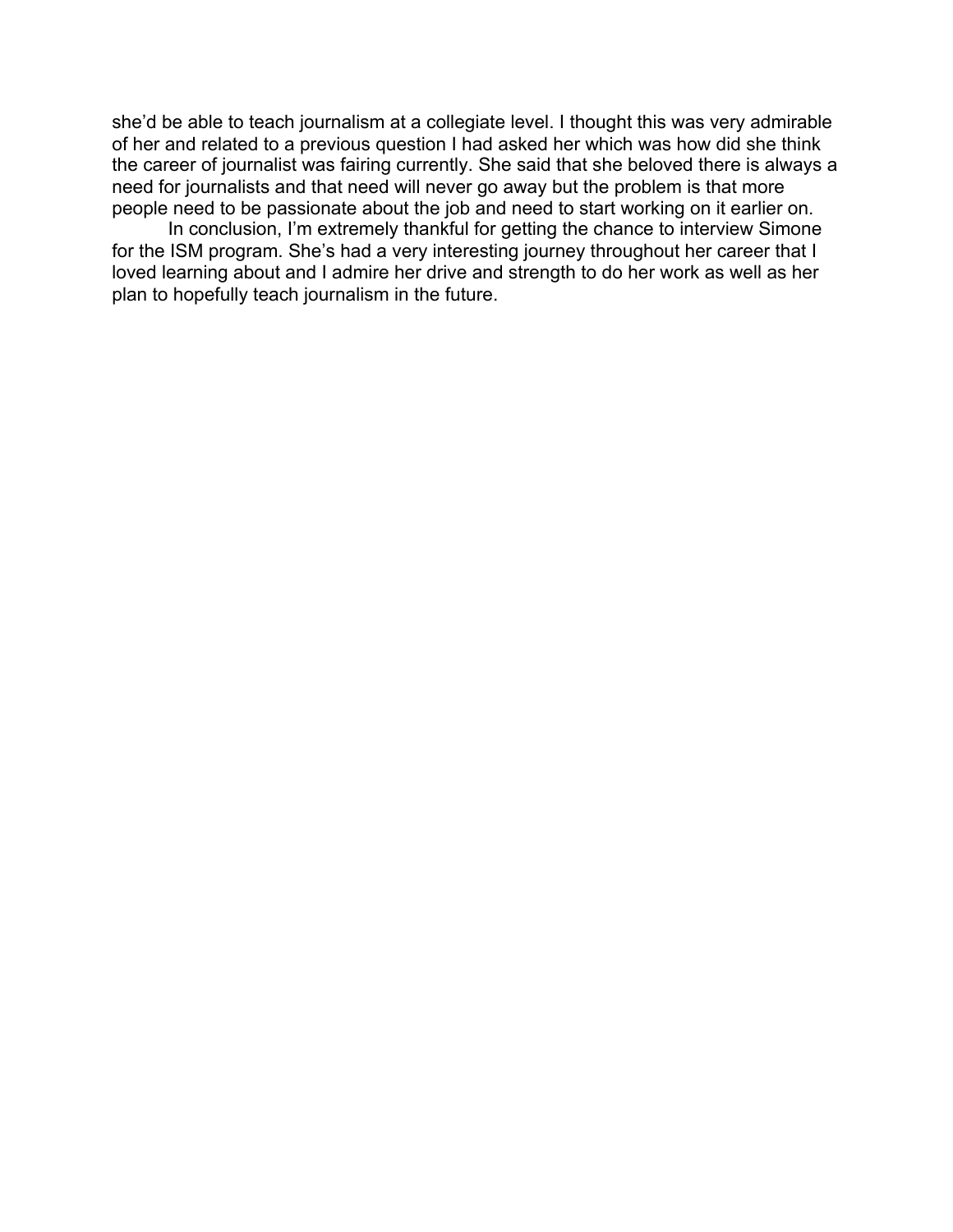she'd be able to teach journalism at a collegiate level. I thought this was very admirable of her and related to a previous question I had asked her which was how did she think the career of journalist was fairing currently. She said that she beloved there is always a need for journalists and that need will never go away but the problem is that more people need to be passionate about the job and need to start working on it earlier on.

In conclusion, I'm extremely thankful for getting the chance to interview Simone for the ISM program. She's had a very interesting journey throughout her career that I loved learning about and I admire her drive and strength to do her work as well as her plan to hopefully teach journalism in the future.